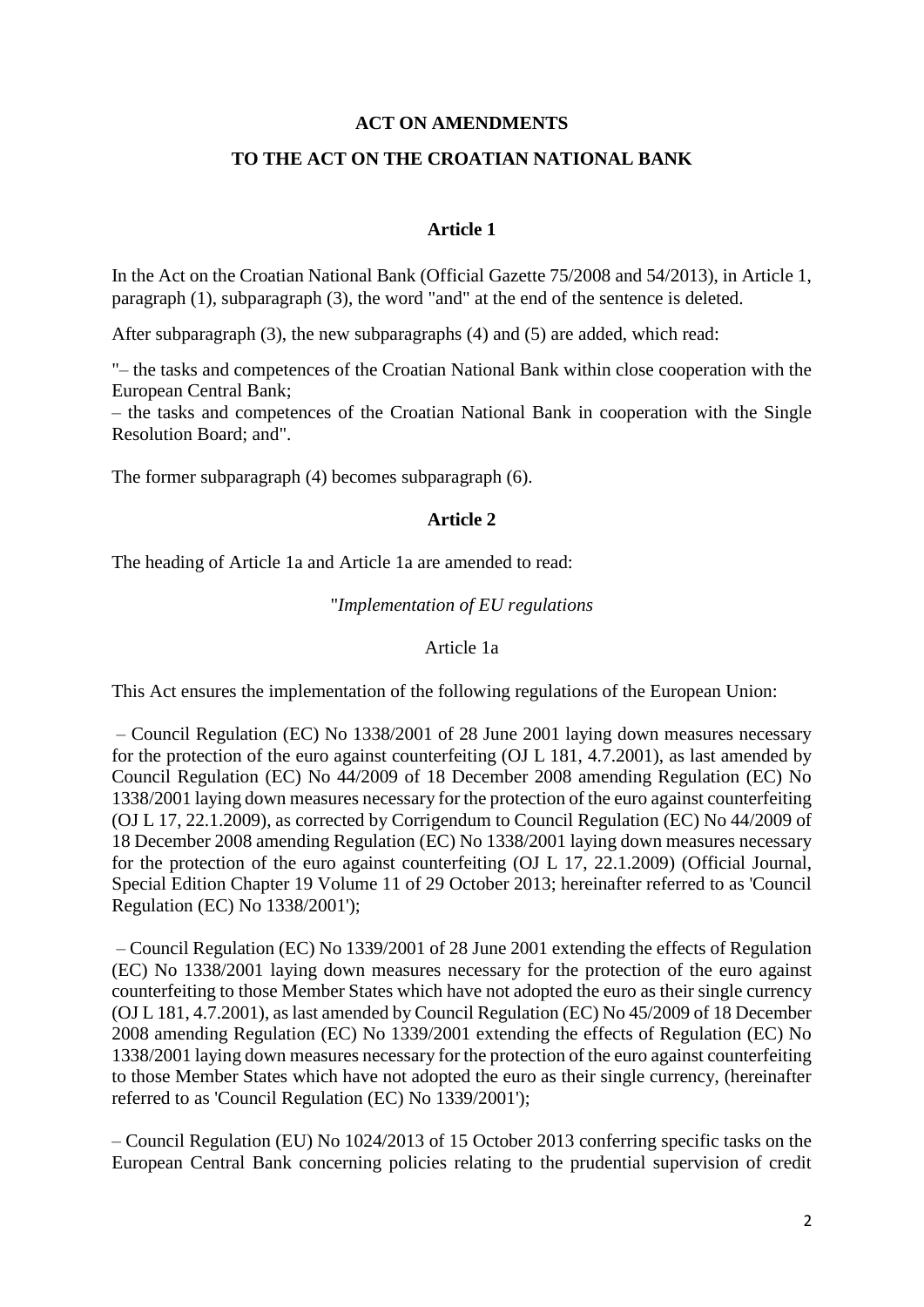**ACT ON AMENDMENTS**

**TO THE ACT ON THE CROATIAN NATIONAL BANK**

**Article 1**

In the Act on the Croatian National Bank (Official Gazette 75/2008 and 54/2013), in Article 1, paragraph (1), subparagraph (3), the word "and" at the end of the sentence is deleted.

After subparagraph (3), the new subparagraphs (4) and (5) are added, which read:

"– the tasks and competences of the Croatian National Bank within close cooperation with the European Central Bank;
– the tasks and competences of the Croatian National Bank in cooperation with the Single Resolution Board; and".

The former subparagraph (4) becomes subparagraph (6).

**Article 2**

The heading of Article 1a and Article 1a are amended to read:

"*Implementation of EU regulations*

Article 1a

This Act ensures the implementation of the following regulations of the European Union:

– Council Regulation (EC) No 1338/2001 of 28 June 2001 laying down measures necessary for the protection of the euro against counterfeiting (OJ L 181, 4.7.2001), as last amended by Council Regulation (EC) No 44/2009 of 18 December 2008 amending Regulation (EC) No 1338/2001 laying down measures necessary for the protection of the euro against counterfeiting (OJ L 17, 22.1.2009), as corrected by Corrigendum to Council Regulation (EC) No 44/2009 of 18 December 2008 amending Regulation (EC) No 1338/2001 laying down measures necessary for the protection of the euro against counterfeiting (OJ L 17, 22.1.2009) (Official Journal, Special Edition Chapter 19 Volume 11 of 29 October 2013; hereinafter referred to as 'Council Regulation (EC) No 1338/2001');

– Council Regulation (EC) No 1339/2001 of 28 June 2001 extending the effects of Regulation (EC) No 1338/2001 laying down measures necessary for the protection of the euro against counterfeiting to those Member States which have not adopted the euro as their single currency (OJ L 181, 4.7.2001), as last amended by Council Regulation (EC) No 45/2009 of 18 December 2008 amending Regulation (EC) No 1339/2001 extending the effects of Regulation (EC) No 1338/2001 laying down measures necessary for the protection of the euro against counterfeiting to those Member States which have not adopted the euro as their single currency, (hereinafter referred to as 'Council Regulation (EC) No 1339/2001');

– Council Regulation (EU) No 1024/2013 of 15 October 2013 conferring specific tasks on the European Central Bank concerning policies relating to the prudential supervision of credit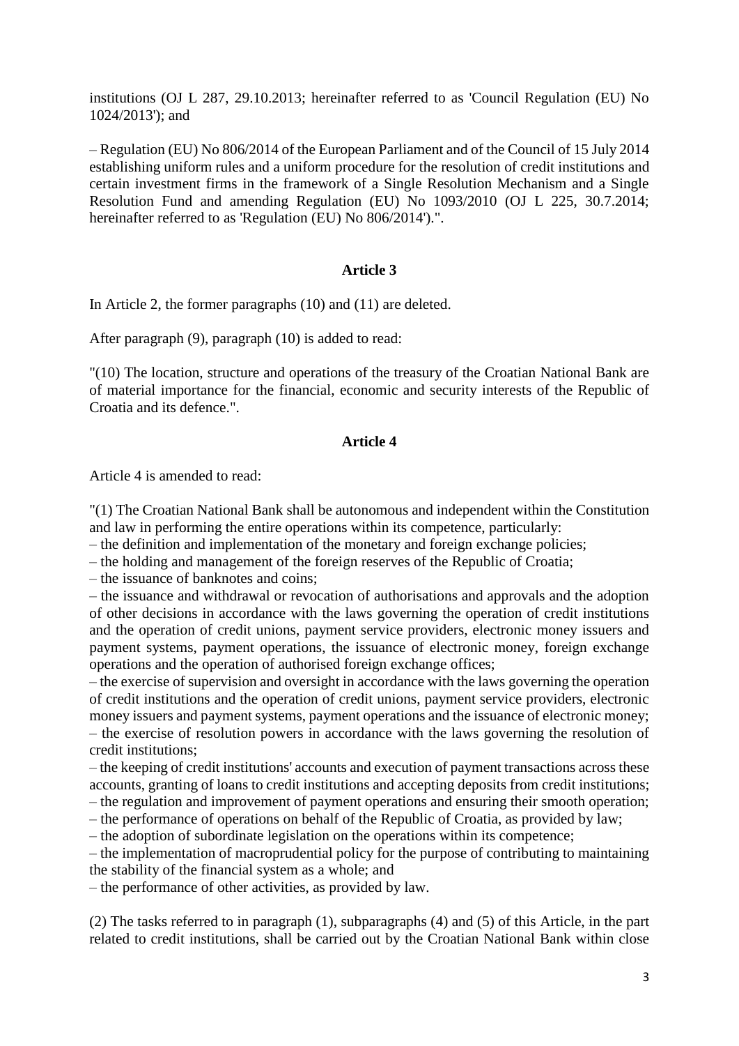institutions (OJ L 287, 29.10.2013; hereinafter referred to as 'Council Regulation (EU) No 1024/2013'); and

– Regulation (EU) No 806/2014 of the European Parliament and of the Council of 15 July 2014 establishing uniform rules and a uniform procedure for the resolution of credit institutions and certain investment firms in the framework of a Single Resolution Mechanism and a Single Resolution Fund and amending Regulation (EU) No 1093/2010 (OJ L 225, 30.7.2014; hereinafter referred to as 'Regulation (EU) No 806/2014').".

### Article 3

In Article 2, the former paragraphs (10) and (11) are deleted.

After paragraph (9), paragraph (10) is added to read:

"(10) The location, structure and operations of the treasury of the Croatian National Bank are of material importance for the financial, economic and security interests of the Republic of Croatia and its defence.".

### Article 4

Article 4 is amended to read:

"(1) The Croatian National Bank shall be autonomous and independent within the Constitution and law in performing the entire operations within its competence, particularly:
– the definition and implementation of the monetary and foreign exchange policies;
– the holding and management of the foreign reserves of the Republic of Croatia;
– the issuance of banknotes and coins;
– the issuance and withdrawal or revocation of authorisations and approvals and the adoption of other decisions in accordance with the laws governing the operation of credit institutions and the operation of credit unions, payment service providers, electronic money issuers and payment systems, payment operations, the issuance of electronic money, foreign exchange operations and the operation of authorised foreign exchange offices;
– the exercise of supervision and oversight in accordance with the laws governing the operation of credit institutions and the operation of credit unions, payment service providers, electronic money issuers and payment systems, payment operations and the issuance of electronic money;
– the exercise of resolution powers in accordance with the laws governing the resolution of credit institutions;
– the keeping of credit institutions' accounts and execution of payment transactions across these accounts, granting of loans to credit institutions and accepting deposits from credit institutions;
– the regulation and improvement of payment operations and ensuring their smooth operation;
– the performance of operations on behalf of the Republic of Croatia, as provided by law;
– the adoption of subordinate legislation on the operations within its competence;
– the implementation of macroprudential policy for the purpose of contributing to maintaining the stability of the financial system as a whole; and
– the performance of other activities, as provided by law.

(2) The tasks referred to in paragraph (1), subparagraphs (4) and (5) of this Article, in the part related to credit institutions, shall be carried out by the Croatian National Bank within close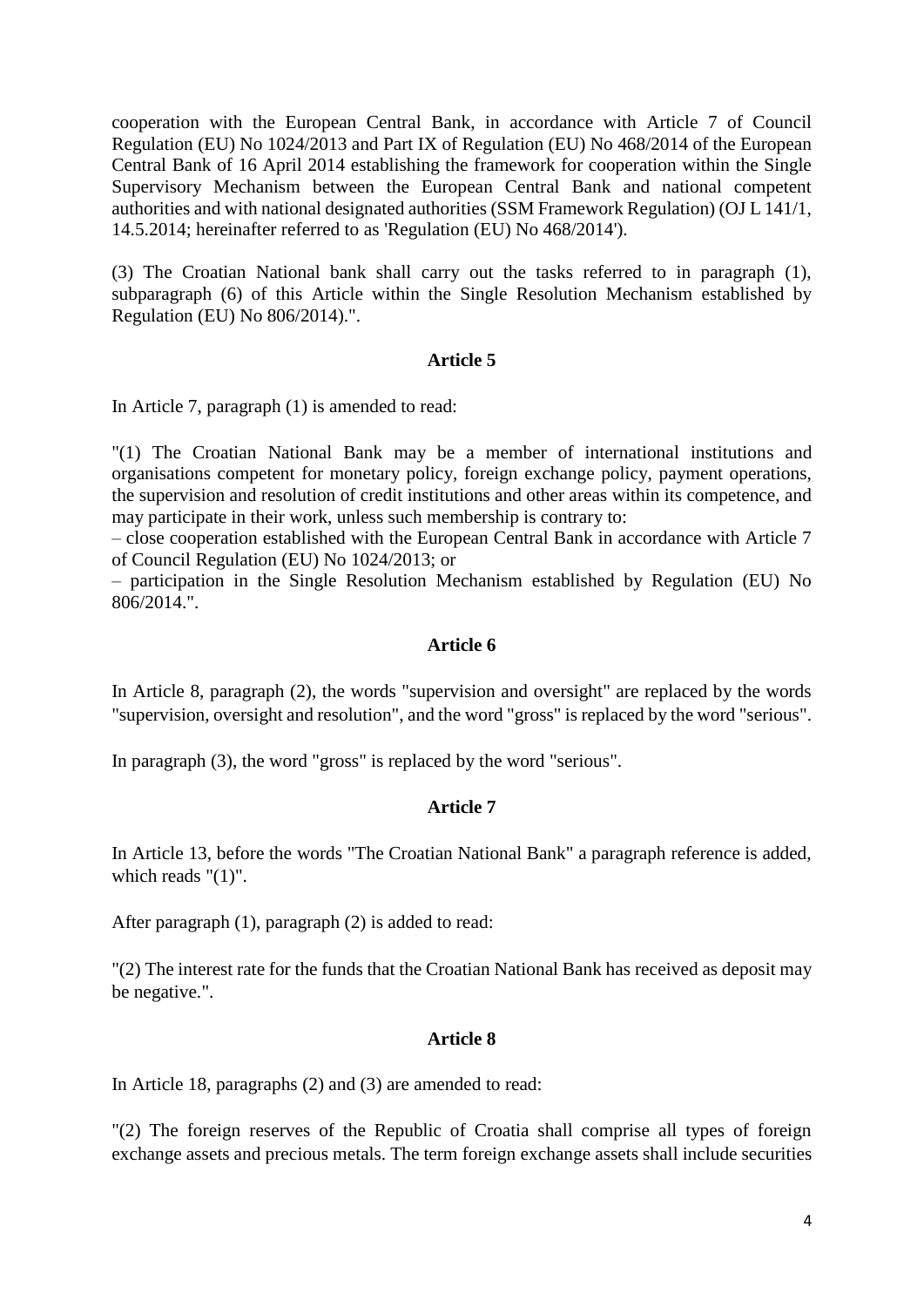cooperation with the European Central Bank, in accordance with Article 7 of Council Regulation (EU) No 1024/2013 and Part IX of Regulation (EU) No 468/2014 of the European Central Bank of 16 April 2014 establishing the framework for cooperation within the Single Supervisory Mechanism between the European Central Bank and national competent authorities and with national designated authorities (SSM Framework Regulation) (OJ L 141/1, 14.5.2014; hereinafter referred to as 'Regulation (EU) No 468/2014').

(3) The Croatian National bank shall carry out the tasks referred to in paragraph (1), subparagraph (6) of this Article within the Single Resolution Mechanism established by Regulation (EU) No 806/2014).".

**Article 5**

In Article 7, paragraph (1) is amended to read:

"(1) The Croatian National Bank may be a member of international institutions and organisations competent for monetary policy, foreign exchange policy, payment operations, the supervision and resolution of credit institutions and other areas within its competence, and may participate in their work, unless such membership is contrary to:
– close cooperation established with the European Central Bank in accordance with Article 7 of Council Regulation (EU) No 1024/2013; or
– participation in the Single Resolution Mechanism established by Regulation (EU) No 806/2014.".

**Article 6**

In Article 8, paragraph (2), the words "supervision and oversight" are replaced by the words "supervision, oversight and resolution", and the word "gross" is replaced by the word "serious".

In paragraph (3), the word "gross" is replaced by the word "serious".

**Article 7**

In Article 13, before the words "The Croatian National Bank" a paragraph reference is added, which reads "(1)".

After paragraph (1), paragraph (2) is added to read:

"(2) The interest rate for the funds that the Croatian National Bank has received as deposit may be negative.".

**Article 8**

In Article 18, paragraphs (2) and (3) are amended to read:

"(2) The foreign reserves of the Republic of Croatia shall comprise all types of foreign exchange assets and precious metals. The term foreign exchange assets shall include securities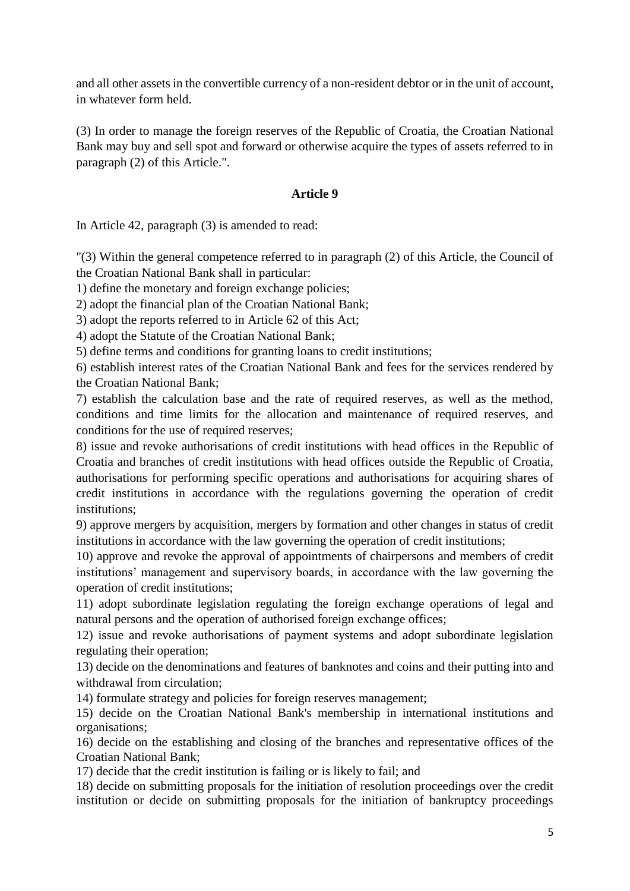and all other assets in the convertible currency of a non-resident debtor or in the unit of account, in whatever form held.

(3) In order to manage the foreign reserves of the Republic of Croatia, the Croatian National Bank may buy and sell spot and forward or otherwise acquire the types of assets referred to in paragraph (2) of this Article.".

**Article 9**

In Article 42, paragraph (3) is amended to read:

"(3) Within the general competence referred to in paragraph (2) of this Article, the Council of the Croatian National Bank shall in particular:

1) define the monetary and foreign exchange policies;

2) adopt the financial plan of the Croatian National Bank;

3) adopt the reports referred to in Article 62 of this Act;

4) adopt the Statute of the Croatian National Bank;

5) define terms and conditions for granting loans to credit institutions;

6) establish interest rates of the Croatian National Bank and fees for the services rendered by the Croatian National Bank;

7) establish the calculation base and the rate of required reserves, as well as the method, conditions and time limits for the allocation and maintenance of required reserves, and conditions for the use of required reserves;

8) issue and revoke authorisations of credit institutions with head offices in the Republic of Croatia and branches of credit institutions with head offices outside the Republic of Croatia, authorisations for performing specific operations and authorisations for acquiring shares of credit institutions in accordance with the regulations governing the operation of credit institutions;

9) approve mergers by acquisition, mergers by formation and other changes in status of credit institutions in accordance with the law governing the operation of credit institutions;

10) approve and revoke the approval of appointments of chairpersons and members of credit institutions' management and supervisory boards, in accordance with the law governing the operation of credit institutions;

11) adopt subordinate legislation regulating the foreign exchange operations of legal and natural persons and the operation of authorised foreign exchange offices;

12) issue and revoke authorisations of payment systems and adopt subordinate legislation regulating their operation;

13) decide on the denominations and features of banknotes and coins and their putting into and withdrawal from circulation;

14) formulate strategy and policies for foreign reserves management;

15) decide on the Croatian National Bank's membership in international institutions and organisations;

16) decide on the establishing and closing of the branches and representative offices of the Croatian National Bank;

17) decide that the credit institution is failing or is likely to fail; and

18) decide on submitting proposals for the initiation of resolution proceedings over the credit institution or decide on submitting proposals for the initiation of bankruptcy proceedings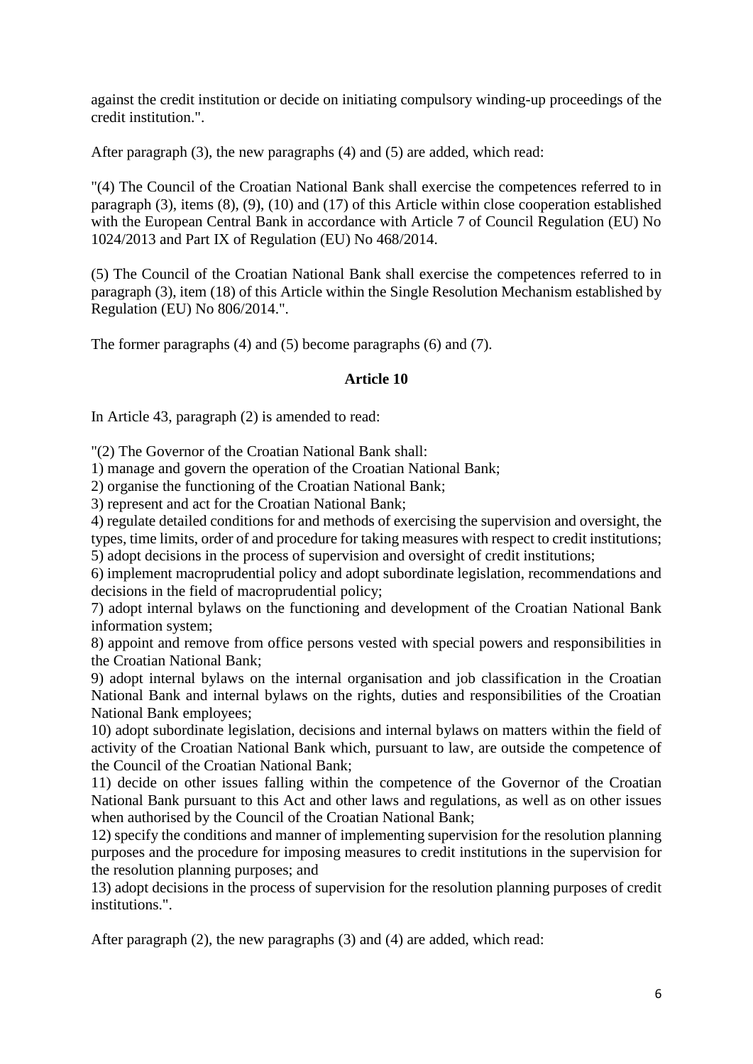against the credit institution or decide on initiating compulsory winding-up proceedings of the credit institution.".

After paragraph (3), the new paragraphs (4) and (5) are added, which read:

"(4) The Council of the Croatian National Bank shall exercise the competences referred to in paragraph (3), items (8), (9), (10) and (17) of this Article within close cooperation established with the European Central Bank in accordance with Article 7 of Council Regulation (EU) No 1024/2013 and Part IX of Regulation (EU) No 468/2014.

(5) The Council of the Croatian National Bank shall exercise the competences referred to in paragraph (3), item (18) of this Article within the Single Resolution Mechanism established by Regulation (EU) No 806/2014.".

The former paragraphs (4) and (5) become paragraphs (6) and (7).

**Article 10**

In Article 43, paragraph (2) is amended to read:

"(2) The Governor of the Croatian National Bank shall:
1) manage and govern the operation of the Croatian National Bank;
2) organise the functioning of the Croatian National Bank;
3) represent and act for the Croatian National Bank;
4) regulate detailed conditions for and methods of exercising the supervision and oversight, the types, time limits, order of and procedure for taking measures with respect to credit institutions;
5) adopt decisions in the process of supervision and oversight of credit institutions;
6) implement macroprudential policy and adopt subordinate legislation, recommendations and decisions in the field of macroprudential policy;
7) adopt internal bylaws on the functioning and development of the Croatian National Bank information system;
8) appoint and remove from office persons vested with special powers and responsibilities in the Croatian National Bank;
9) adopt internal bylaws on the internal organisation and job classification in the Croatian National Bank and internal bylaws on the rights, duties and responsibilities of the Croatian National Bank employees;
10) adopt subordinate legislation, decisions and internal bylaws on matters within the field of activity of the Croatian National Bank which, pursuant to law, are outside the competence of the Council of the Croatian National Bank;
11) decide on other issues falling within the competence of the Governor of the Croatian National Bank pursuant to this Act and other laws and regulations, as well as on other issues when authorised by the Council of the Croatian National Bank;
12) specify the conditions and manner of implementing supervision for the resolution planning purposes and the procedure for imposing measures to credit institutions in the supervision for the resolution planning purposes; and
13) adopt decisions in the process of supervision for the resolution planning purposes of credit institutions.".

After paragraph (2), the new paragraphs (3) and (4) are added, which read: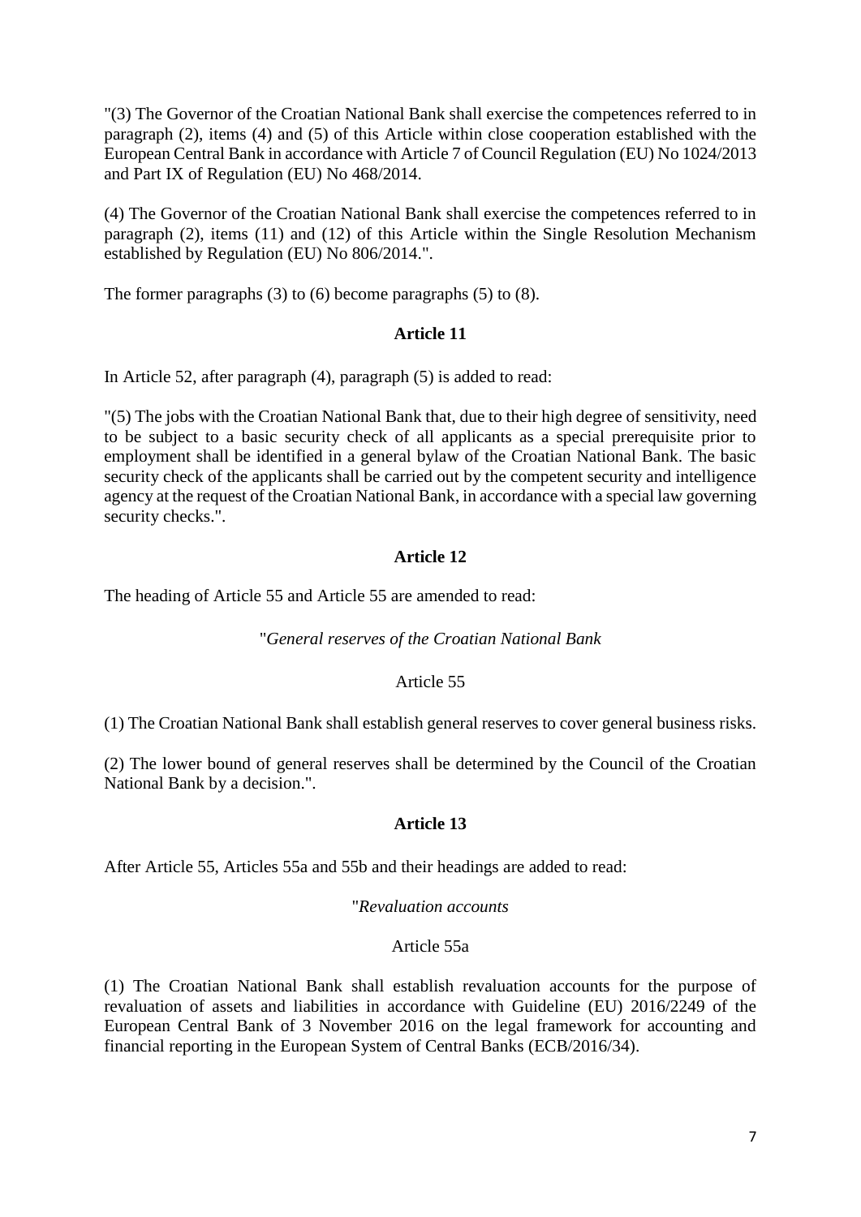"(3) The Governor of the Croatian National Bank shall exercise the competences referred to in paragraph (2), items (4) and (5) of this Article within close cooperation established with the European Central Bank in accordance with Article 7 of Council Regulation (EU) No 1024/2013 and Part IX of Regulation (EU) No 468/2014.

(4) The Governor of the Croatian National Bank shall exercise the competences referred to in paragraph (2), items (11) and (12) of this Article within the Single Resolution Mechanism established by Regulation (EU) No 806/2014.".

The former paragraphs (3) to (6) become paragraphs (5) to (8).

### Article 11

In Article 52, after paragraph (4), paragraph (5) is added to read:

"(5) The jobs with the Croatian National Bank that, due to their high degree of sensitivity, need to be subject to a basic security check of all applicants as a special prerequisite prior to employment shall be identified in a general bylaw of the Croatian National Bank. The basic security check of the applicants shall be carried out by the competent security and intelligence agency at the request of the Croatian National Bank, in accordance with a special law governing security checks.".

### Article 12

The heading of Article 55 and Article 55 are amended to read:

"*General reserves of the Croatian National Bank*

Article 55

(1) The Croatian National Bank shall establish general reserves to cover general business risks.

(2) The lower bound of general reserves shall be determined by the Council of the Croatian National Bank by a decision.".

### Article 13

After Article 55, Articles 55a and 55b and their headings are added to read:

"*Revaluation accounts*

Article 55a

(1) The Croatian National Bank shall establish revaluation accounts for the purpose of revaluation of assets and liabilities in accordance with Guideline (EU) 2016/2249 of the European Central Bank of 3 November 2016 on the legal framework for accounting and financial reporting in the European System of Central Banks (ECB/2016/34).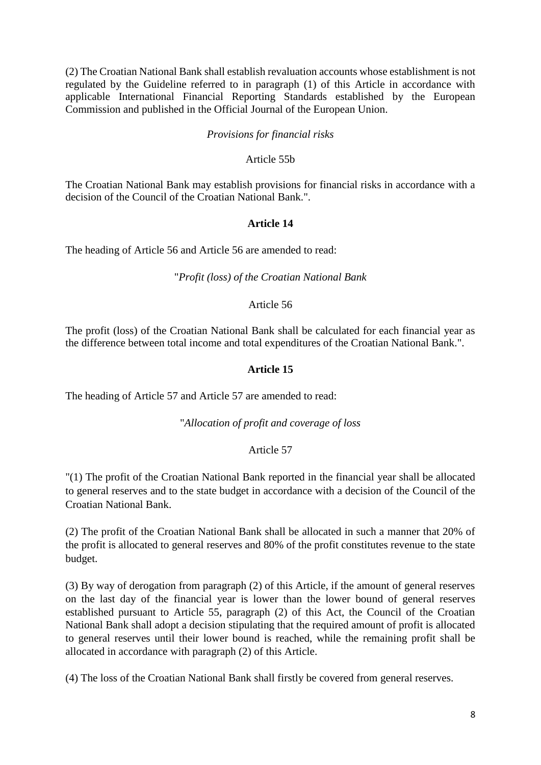(2) The Croatian National Bank shall establish revaluation accounts whose establishment is not regulated by the Guideline referred to in paragraph (1) of this Article in accordance with applicable International Financial Reporting Standards established by the European Commission and published in the Official Journal of the European Union.

*Provisions for financial risks*

Article 55b

The Croatian National Bank may establish provisions for financial risks in accordance with a decision of the Council of the Croatian National Bank.".

**Article 14**

The heading of Article 56 and Article 56 are amended to read:

"*Profit (loss) of the Croatian National Bank*

Article 56

The profit (loss) of the Croatian National Bank shall be calculated for each financial year as the difference between total income and total expenditures of the Croatian National Bank.".

**Article 15**

The heading of Article 57 and Article 57 are amended to read:

"*Allocation of profit and coverage of loss*

Article 57

"(1) The profit of the Croatian National Bank reported in the financial year shall be allocated to general reserves and to the state budget in accordance with a decision of the Council of the Croatian National Bank.

(2) The profit of the Croatian National Bank shall be allocated in such a manner that 20% of the profit is allocated to general reserves and 80% of the profit constitutes revenue to the state budget.

(3) By way of derogation from paragraph (2) of this Article, if the amount of general reserves on the last day of the financial year is lower than the lower bound of general reserves established pursuant to Article 55, paragraph (2) of this Act, the Council of the Croatian National Bank shall adopt a decision stipulating that the required amount of profit is allocated to general reserves until their lower bound is reached, while the remaining profit shall be allocated in accordance with paragraph (2) of this Article.

(4) The loss of the Croatian National Bank shall firstly be covered from general reserves.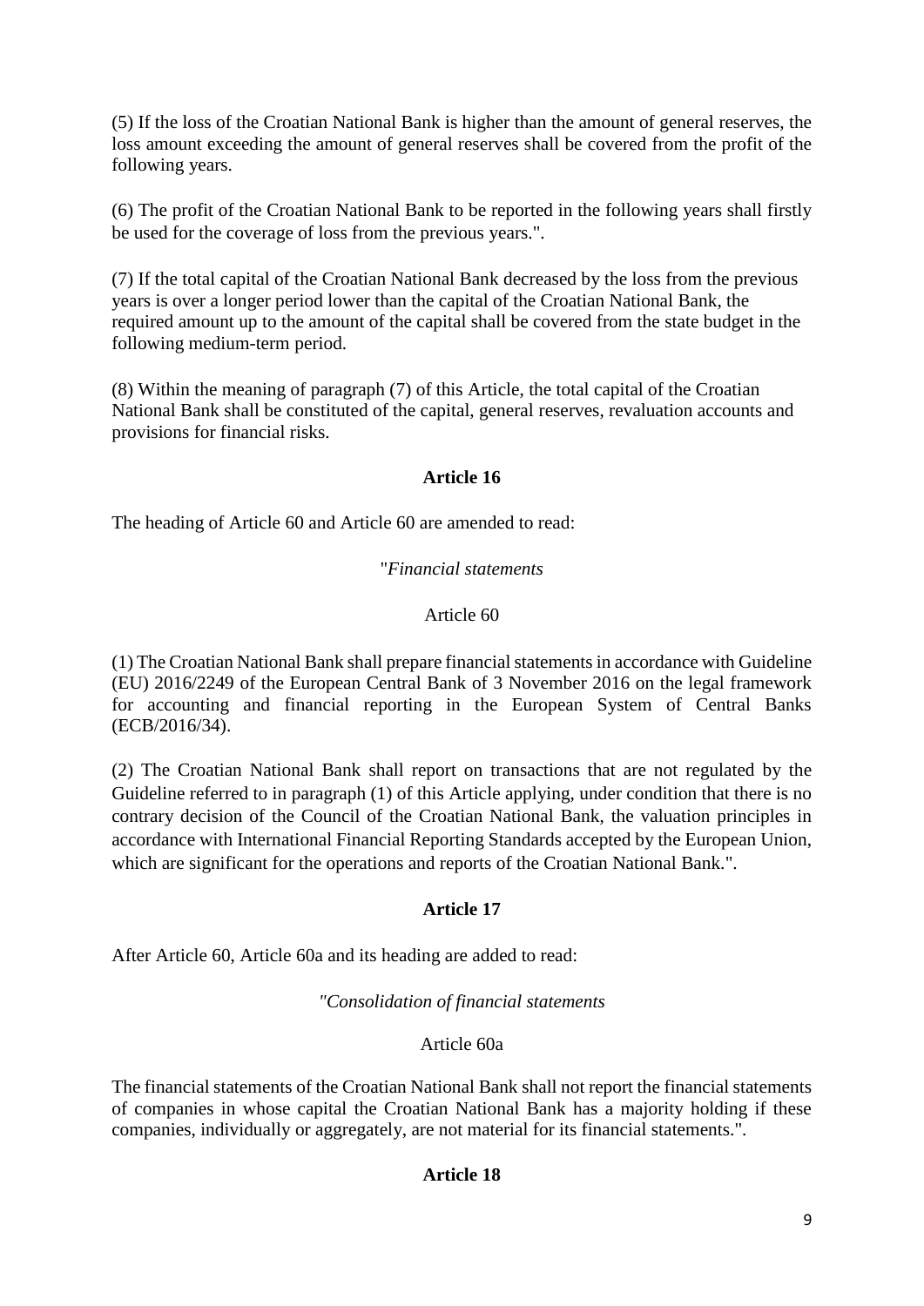(5) If the loss of the Croatian National Bank is higher than the amount of general reserves, the loss amount exceeding the amount of general reserves shall be covered from the profit of the following years.

(6) The profit of the Croatian National Bank to be reported in the following years shall firstly be used for the coverage of loss from the previous years.".

(7) If the total capital of the Croatian National Bank decreased by the loss from the previous years is over a longer period lower than the capital of the Croatian National Bank, the required amount up to the amount of the capital shall be covered from the state budget in the following medium-term period.

(8) Within the meaning of paragraph (7) of this Article, the total capital of the Croatian National Bank shall be constituted of the capital, general reserves, revaluation accounts and provisions for financial risks.

**Article 16**

The heading of Article 60 and Article 60 are amended to read:

"*Financial statements*

Article 60

(1) The Croatian National Bank shall prepare financial statements in accordance with Guideline (EU) 2016/2249 of the European Central Bank of 3 November 2016 on the legal framework for accounting and financial reporting in the European System of Central Banks (ECB/2016/34).

(2) The Croatian National Bank shall report on transactions that are not regulated by the Guideline referred to in paragraph (1) of this Article applying, under condition that there is no contrary decision of the Council of the Croatian National Bank, the valuation principles in accordance with International Financial Reporting Standards accepted by the European Union, which are significant for the operations and reports of the Croatian National Bank.".

**Article 17**

After Article 60, Article 60a and its heading are added to read:

*"Consolidation of financial statements*

Article 60a

The financial statements of the Croatian National Bank shall not report the financial statements of companies in whose capital the Croatian National Bank has a majority holding if these companies, individually or aggregately, are not material for its financial statements.".

**Article 18**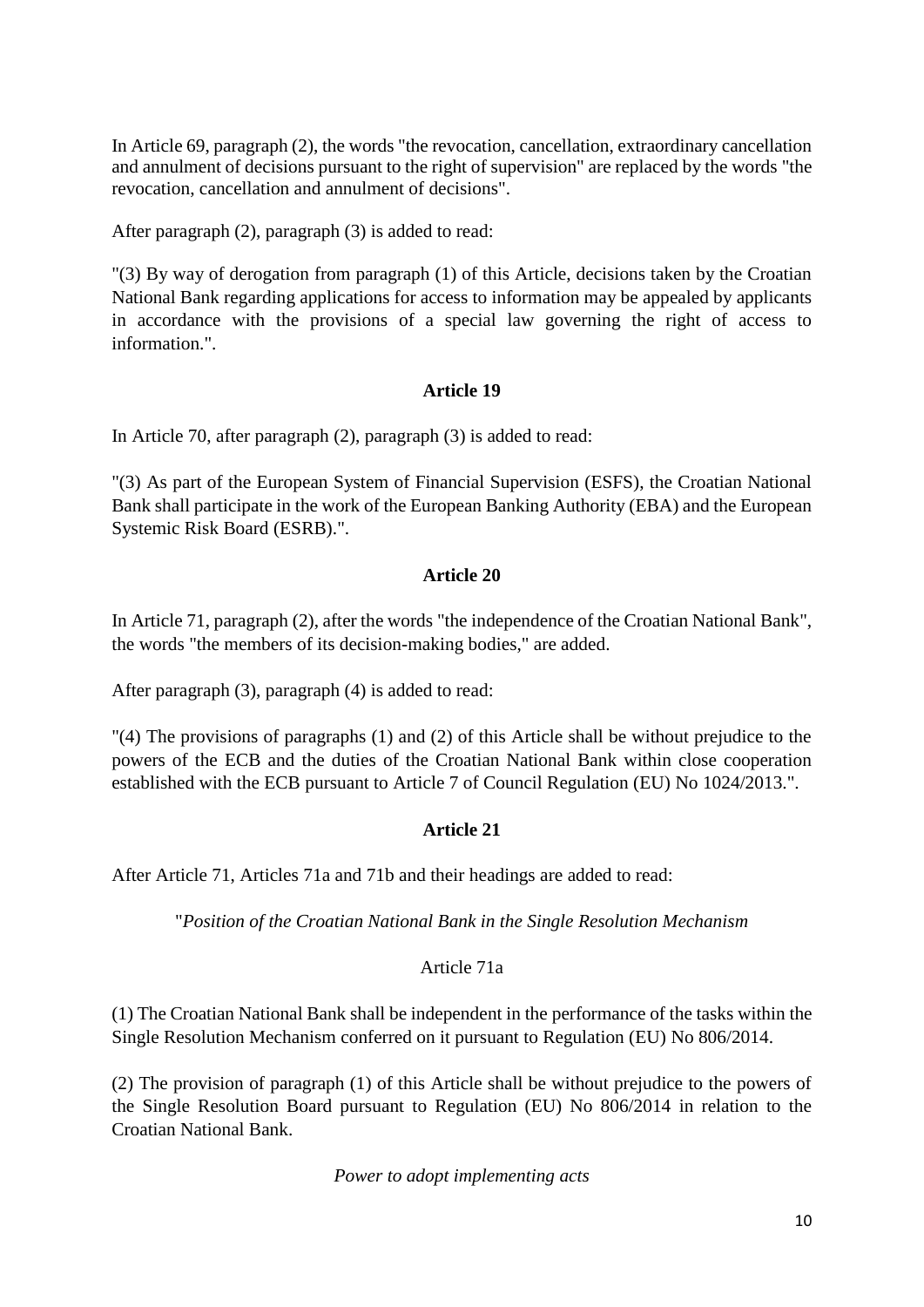In Article 69, paragraph (2), the words "the revocation, cancellation, extraordinary cancellation and annulment of decisions pursuant to the right of supervision" are replaced by the words "the revocation, cancellation and annulment of decisions".

After paragraph (2), paragraph (3) is added to read:

"(3) By way of derogation from paragraph (1) of this Article, decisions taken by the Croatian National Bank regarding applications for access to information may be appealed by applicants in accordance with the provisions of a special law governing the right of access to information.".

**Article 19**

In Article 70, after paragraph (2), paragraph (3) is added to read:

"(3) As part of the European System of Financial Supervision (ESFS), the Croatian National Bank shall participate in the work of the European Banking Authority (EBA) and the European Systemic Risk Board (ESRB).".

**Article 20**

In Article 71, paragraph (2), after the words "the independence of the Croatian National Bank", the words "the members of its decision-making bodies," are added.

After paragraph (3), paragraph (4) is added to read:

"(4) The provisions of paragraphs (1) and (2) of this Article shall be without prejudice to the powers of the ECB and the duties of the Croatian National Bank within close cooperation established with the ECB pursuant to Article 7 of Council Regulation (EU) No 1024/2013.".

**Article 21**

After Article 71, Articles 71a and 71b and their headings are added to read:

"*Position of the Croatian National Bank in the Single Resolution Mechanism*

Article 71a

(1) The Croatian National Bank shall be independent in the performance of the tasks within the Single Resolution Mechanism conferred on it pursuant to Regulation (EU) No 806/2014.

(2) The provision of paragraph (1) of this Article shall be without prejudice to the powers of the Single Resolution Board pursuant to Regulation (EU) No 806/2014 in relation to the Croatian National Bank.

*Power to adopt implementing acts*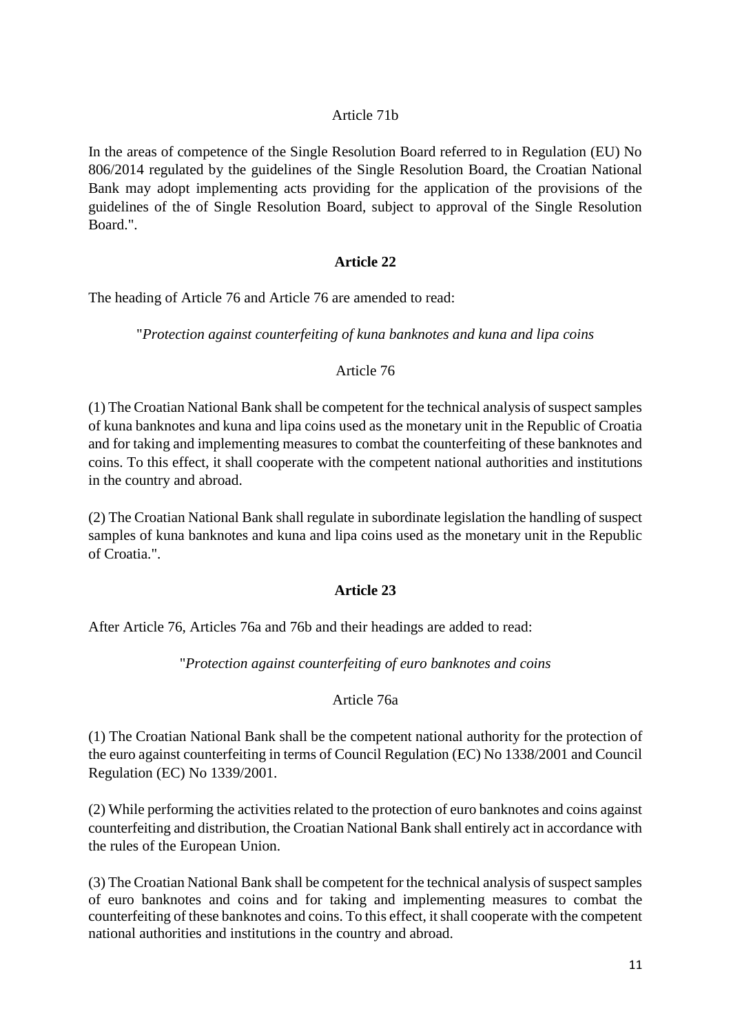Article 71b

In the areas of competence of the Single Resolution Board referred to in Regulation (EU) No 806/2014 regulated by the guidelines of the Single Resolution Board, the Croatian National Bank may adopt implementing acts providing for the application of the provisions of the guidelines of the of Single Resolution Board, subject to approval of the Single Resolution Board.".

**Article 22**

The heading of Article 76 and Article 76 are amended to read:

"*Protection against counterfeiting of kuna banknotes and kuna and lipa coins*

Article 76

(1) The Croatian National Bank shall be competent for the technical analysis of suspect samples of kuna banknotes and kuna and lipa coins used as the monetary unit in the Republic of Croatia and for taking and implementing measures to combat the counterfeiting of these banknotes and coins. To this effect, it shall cooperate with the competent national authorities and institutions in the country and abroad.

(2) The Croatian National Bank shall regulate in subordinate legislation the handling of suspect samples of kuna banknotes and kuna and lipa coins used as the monetary unit in the Republic of Croatia.".

**Article 23**

After Article 76, Articles 76a and 76b and their headings are added to read:

"*Protection against counterfeiting of euro banknotes and coins*

Article 76a

(1) The Croatian National Bank shall be the competent national authority for the protection of the euro against counterfeiting in terms of Council Regulation (EC) No 1338/2001 and Council Regulation (EC) No 1339/2001.

(2) While performing the activities related to the protection of euro banknotes and coins against counterfeiting and distribution, the Croatian National Bank shall entirely act in accordance with the rules of the European Union.

(3) The Croatian National Bank shall be competent for the technical analysis of suspect samples of euro banknotes and coins and for taking and implementing measures to combat the counterfeiting of these banknotes and coins. To this effect, it shall cooperate with the competent national authorities and institutions in the country and abroad.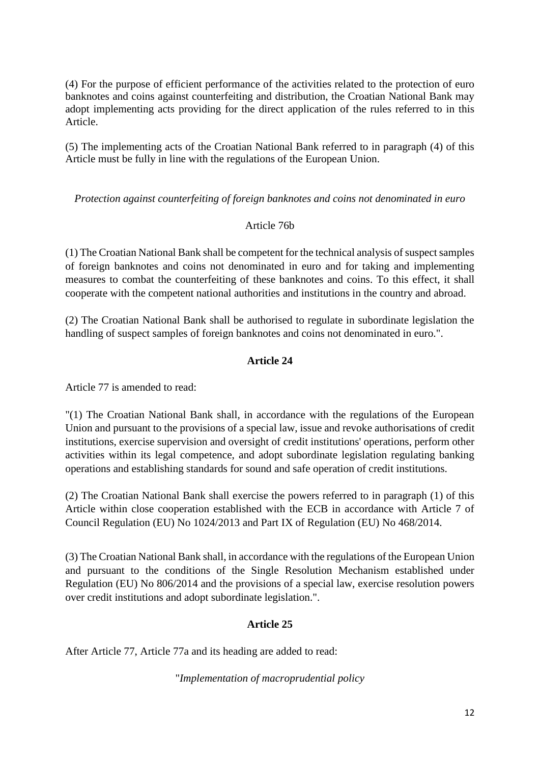(4) For the purpose of efficient performance of the activities related to the protection of euro banknotes and coins against counterfeiting and distribution, the Croatian National Bank may adopt implementing acts providing for the direct application of the rules referred to in this Article.

(5) The implementing acts of the Croatian National Bank referred to in paragraph (4) of this Article must be fully in line with the regulations of the European Union.

*Protection against counterfeiting of foreign banknotes and coins not denominated in euro*

Article 76b

(1) The Croatian National Bank shall be competent for the technical analysis of suspect samples of foreign banknotes and coins not denominated in euro and for taking and implementing measures to combat the counterfeiting of these banknotes and coins. To this effect, it shall cooperate with the competent national authorities and institutions in the country and abroad.

(2) The Croatian National Bank shall be authorised to regulate in subordinate legislation the handling of suspect samples of foreign banknotes and coins not denominated in euro.".

**Article 24**

Article 77 is amended to read:

"(1) The Croatian National Bank shall, in accordance with the regulations of the European Union and pursuant to the provisions of a special law, issue and revoke authorisations of credit institutions, exercise supervision and oversight of credit institutions' operations, perform other activities within its legal competence, and adopt subordinate legislation regulating banking operations and establishing standards for sound and safe operation of credit institutions.

(2) The Croatian National Bank shall exercise the powers referred to in paragraph (1) of this Article within close cooperation established with the ECB in accordance with Article 7 of Council Regulation (EU) No 1024/2013 and Part IX of Regulation (EU) No 468/2014.

(3) The Croatian National Bank shall, in accordance with the regulations of the European Union and pursuant to the conditions of the Single Resolution Mechanism established under Regulation (EU) No 806/2014 and the provisions of a special law, exercise resolution powers over credit institutions and adopt subordinate legislation.".

**Article 25**

After Article 77, Article 77a and its heading are added to read:

"*Implementation of macroprudential policy*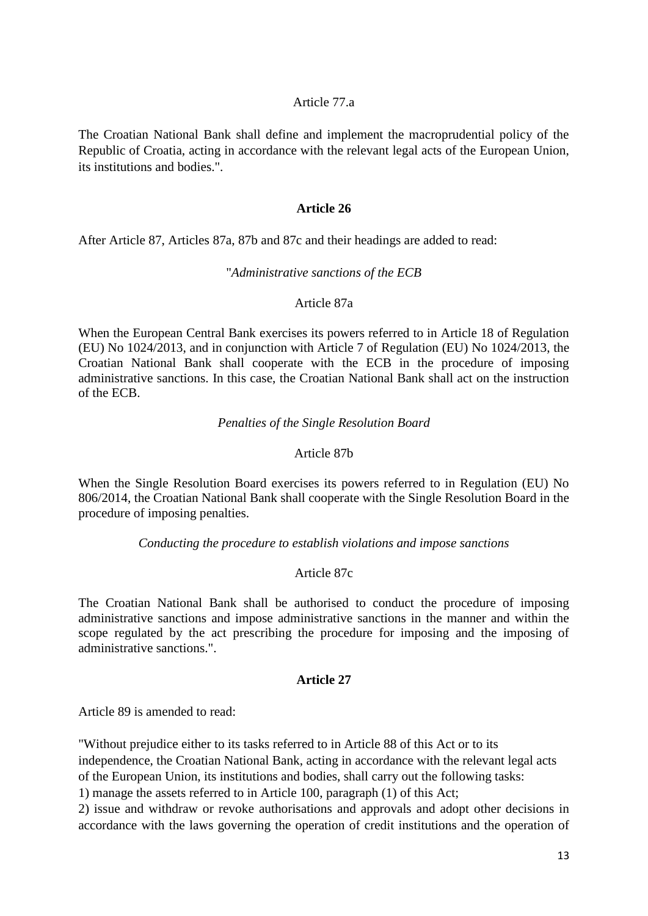Article 77.a

The Croatian National Bank shall define and implement the macroprudential policy of the Republic of Croatia, acting in accordance with the relevant legal acts of the European Union, its institutions and bodies.".

**Article 26**

After Article 87, Articles 87a, 87b and 87c and their headings are added to read:

"*Administrative sanctions of the ECB*

Article 87a

When the European Central Bank exercises its powers referred to in Article 18 of Regulation (EU) No 1024/2013, and in conjunction with Article 7 of Regulation (EU) No 1024/2013, the Croatian National Bank shall cooperate with the ECB in the procedure of imposing administrative sanctions. In this case, the Croatian National Bank shall act on the instruction of the ECB.

*Penalties of the Single Resolution Board*

Article 87b

When the Single Resolution Board exercises its powers referred to in Regulation (EU) No 806/2014, the Croatian National Bank shall cooperate with the Single Resolution Board in the procedure of imposing penalties.

*Conducting the procedure to establish violations and impose sanctions*

Article 87c

The Croatian National Bank shall be authorised to conduct the procedure of imposing administrative sanctions and impose administrative sanctions in the manner and within the scope regulated by the act prescribing the procedure for imposing and the imposing of administrative sanctions.".

**Article 27**

Article 89 is amended to read:

"Without prejudice either to its tasks referred to in Article 88 of this Act or to its independence, the Croatian National Bank, acting in accordance with the relevant legal acts of the European Union, its institutions and bodies, shall carry out the following tasks:

1) manage the assets referred to in Article 100, paragraph (1) of this Act;

2) issue and withdraw or revoke authorisations and approvals and adopt other decisions in accordance with the laws governing the operation of credit institutions and the operation of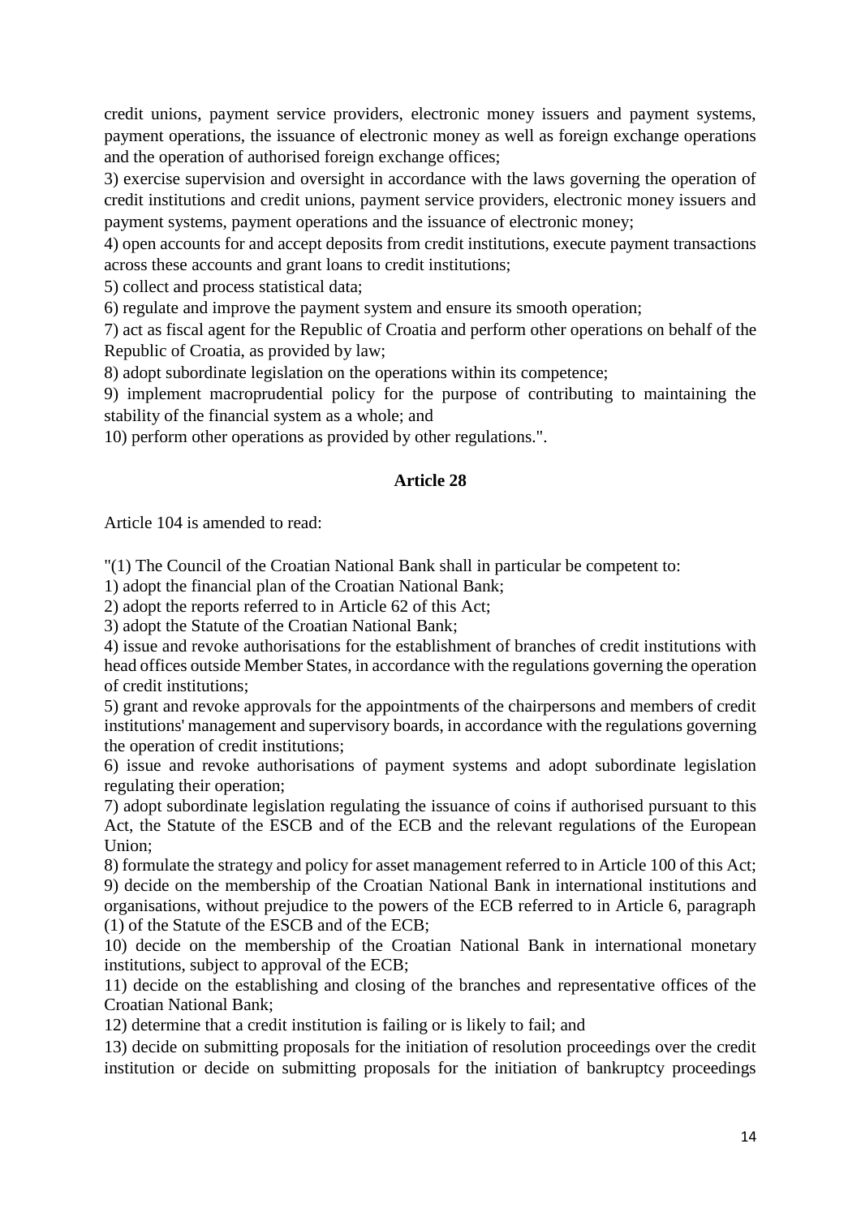credit unions, payment service providers, electronic money issuers and payment systems, payment operations, the issuance of electronic money as well as foreign exchange operations and the operation of authorised foreign exchange offices;

3) exercise supervision and oversight in accordance with the laws governing the operation of credit institutions and credit unions, payment service providers, electronic money issuers and payment systems, payment operations and the issuance of electronic money;

4) open accounts for and accept deposits from credit institutions, execute payment transactions across these accounts and grant loans to credit institutions;

5) collect and process statistical data;

6) regulate and improve the payment system and ensure its smooth operation;

7) act as fiscal agent for the Republic of Croatia and perform other operations on behalf of the Republic of Croatia, as provided by law;

8) adopt subordinate legislation on the operations within its competence;

9) implement macroprudential policy for the purpose of contributing to maintaining the stability of the financial system as a whole; and

10) perform other operations as provided by other regulations.".

**Article 28**

Article 104 is amended to read:

"(1) The Council of the Croatian National Bank shall in particular be competent to:

1) adopt the financial plan of the Croatian National Bank;

2) adopt the reports referred to in Article 62 of this Act;

3) adopt the Statute of the Croatian National Bank;

4) issue and revoke authorisations for the establishment of branches of credit institutions with head offices outside Member States, in accordance with the regulations governing the operation of credit institutions;

5) grant and revoke approvals for the appointments of the chairpersons and members of credit institutions' management and supervisory boards, in accordance with the regulations governing the operation of credit institutions;

6) issue and revoke authorisations of payment systems and adopt subordinate legislation regulating their operation;

7) adopt subordinate legislation regulating the issuance of coins if authorised pursuant to this Act, the Statute of the ESCB and of the ECB and the relevant regulations of the European Union;

8) formulate the strategy and policy for asset management referred to in Article 100 of this Act;

9) decide on the membership of the Croatian National Bank in international institutions and organisations, without prejudice to the powers of the ECB referred to in Article 6, paragraph (1) of the Statute of the ESCB and of the ECB;

10) decide on the membership of the Croatian National Bank in international monetary institutions, subject to approval of the ECB;

11) decide on the establishing and closing of the branches and representative offices of the Croatian National Bank;

12) determine that a credit institution is failing or is likely to fail; and

13) decide on submitting proposals for the initiation of resolution proceedings over the credit institution or decide on submitting proposals for the initiation of bankruptcy proceedings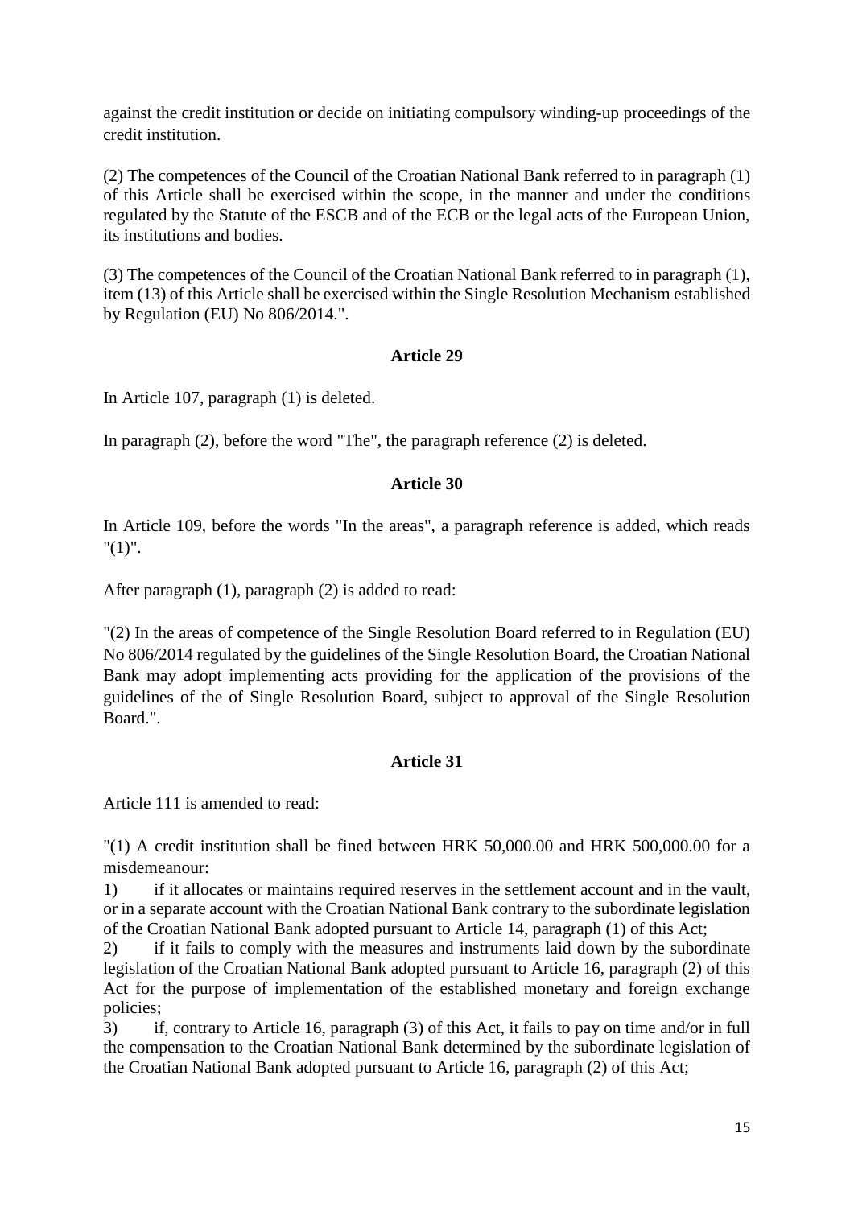against the credit institution or decide on initiating compulsory winding-up proceedings of the credit institution.

(2) The competences of the Council of the Croatian National Bank referred to in paragraph (1) of this Article shall be exercised within the scope, in the manner and under the conditions regulated by the Statute of the ESCB and of the ECB or the legal acts of the European Union, its institutions and bodies.

(3) The competences of the Council of the Croatian National Bank referred to in paragraph (1), item (13) of this Article shall be exercised within the Single Resolution Mechanism established by Regulation (EU) No 806/2014.".

**Article 29**

In Article 107, paragraph (1) is deleted.

In paragraph (2), before the word "The", the paragraph reference (2) is deleted.

**Article 30**

In Article 109, before the words "In the areas", a paragraph reference is added, which reads "(1)".

After paragraph (1), paragraph (2) is added to read:

"(2) In the areas of competence of the Single Resolution Board referred to in Regulation (EU) No 806/2014 regulated by the guidelines of the Single Resolution Board, the Croatian National Bank may adopt implementing acts providing for the application of the provisions of the guidelines of the of Single Resolution Board, subject to approval of the Single Resolution Board.".

**Article 31**

Article 111 is amended to read:

"(1) A credit institution shall be fined between HRK 50,000.00 and HRK 500,000.00 for a misdemeanour:

1) if it allocates or maintains required reserves in the settlement account and in the vault, or in a separate account with the Croatian National Bank contrary to the subordinate legislation of the Croatian National Bank adopted pursuant to Article 14, paragraph (1) of this Act;

2) if it fails to comply with the measures and instruments laid down by the subordinate legislation of the Croatian National Bank adopted pursuant to Article 16, paragraph (2) of this Act for the purpose of implementation of the established monetary and foreign exchange policies;

3) if, contrary to Article 16, paragraph (3) of this Act, it fails to pay on time and/or in full the compensation to the Croatian National Bank determined by the subordinate legislation of the Croatian National Bank adopted pursuant to Article 16, paragraph (2) of this Act;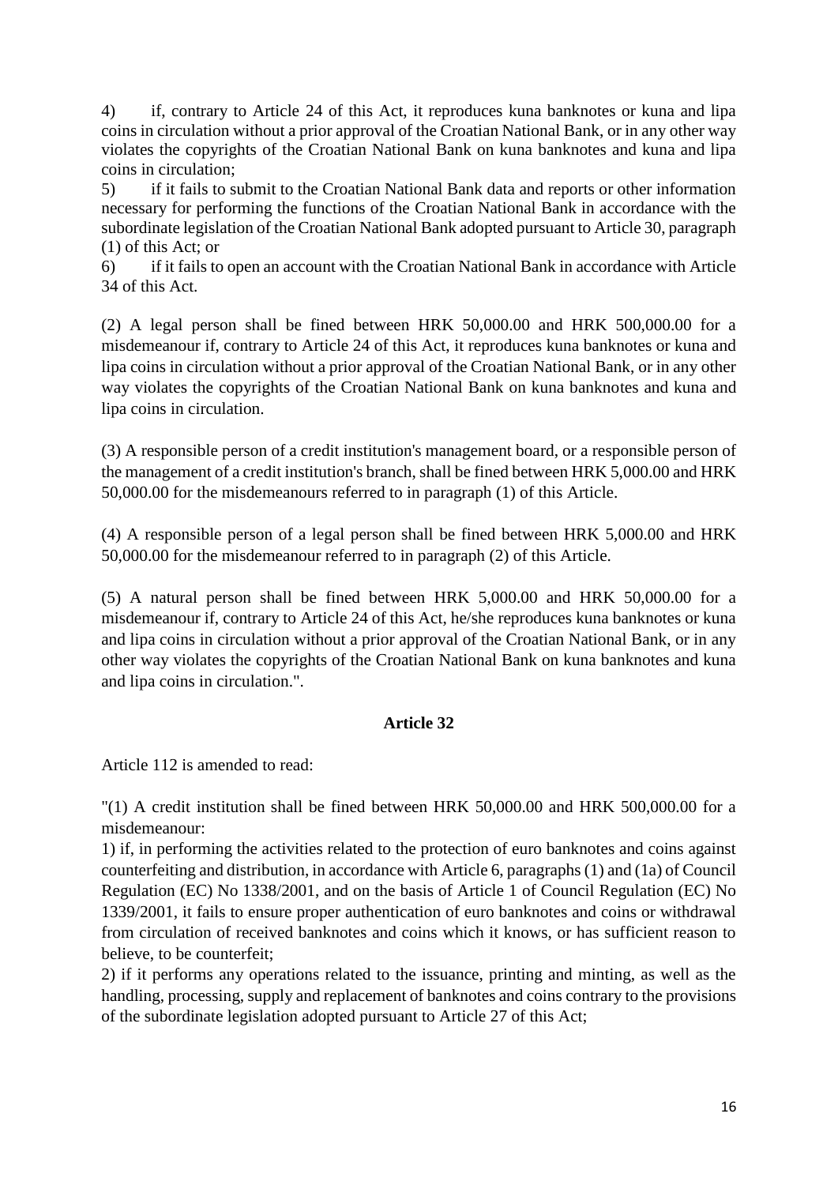4) if, contrary to Article 24 of this Act, it reproduces kuna banknotes or kuna and lipa coins in circulation without a prior approval of the Croatian National Bank, or in any other way violates the copyrights of the Croatian National Bank on kuna banknotes and kuna and lipa coins in circulation;

5) if it fails to submit to the Croatian National Bank data and reports or other information necessary for performing the functions of the Croatian National Bank in accordance with the subordinate legislation of the Croatian National Bank adopted pursuant to Article 30, paragraph (1) of this Act; or

6) if it fails to open an account with the Croatian National Bank in accordance with Article 34 of this Act.

(2) A legal person shall be fined between HRK 50,000.00 and HRK 500,000.00 for a misdemeanour if, contrary to Article 24 of this Act, it reproduces kuna banknotes or kuna and lipa coins in circulation without a prior approval of the Croatian National Bank, or in any other way violates the copyrights of the Croatian National Bank on kuna banknotes and kuna and lipa coins in circulation.

(3) A responsible person of a credit institution's management board, or a responsible person of the management of a credit institution's branch, shall be fined between HRK 5,000.00 and HRK 50,000.00 for the misdemeanours referred to in paragraph (1) of this Article.

(4) A responsible person of a legal person shall be fined between HRK 5,000.00 and HRK 50,000.00 for the misdemeanour referred to in paragraph (2) of this Article.

(5) A natural person shall be fined between HRK 5,000.00 and HRK 50,000.00 for a misdemeanour if, contrary to Article 24 of this Act, he/she reproduces kuna banknotes or kuna and lipa coins in circulation without a prior approval of the Croatian National Bank, or in any other way violates the copyrights of the Croatian National Bank on kuna banknotes and kuna and lipa coins in circulation.".

**Article 32**

Article 112 is amended to read:

"(1) A credit institution shall be fined between HRK 50,000.00 and HRK 500,000.00 for a misdemeanour:

1) if, in performing the activities related to the protection of euro banknotes and coins against counterfeiting and distribution, in accordance with Article 6, paragraphs (1) and (1a) of Council Regulation (EC) No 1338/2001, and on the basis of Article 1 of Council Regulation (EC) No 1339/2001, it fails to ensure proper authentication of euro banknotes and coins or withdrawal from circulation of received banknotes and coins which it knows, or has sufficient reason to believe, to be counterfeit;

2) if it performs any operations related to the issuance, printing and minting, as well as the handling, processing, supply and replacement of banknotes and coins contrary to the provisions of the subordinate legislation adopted pursuant to Article 27 of this Act;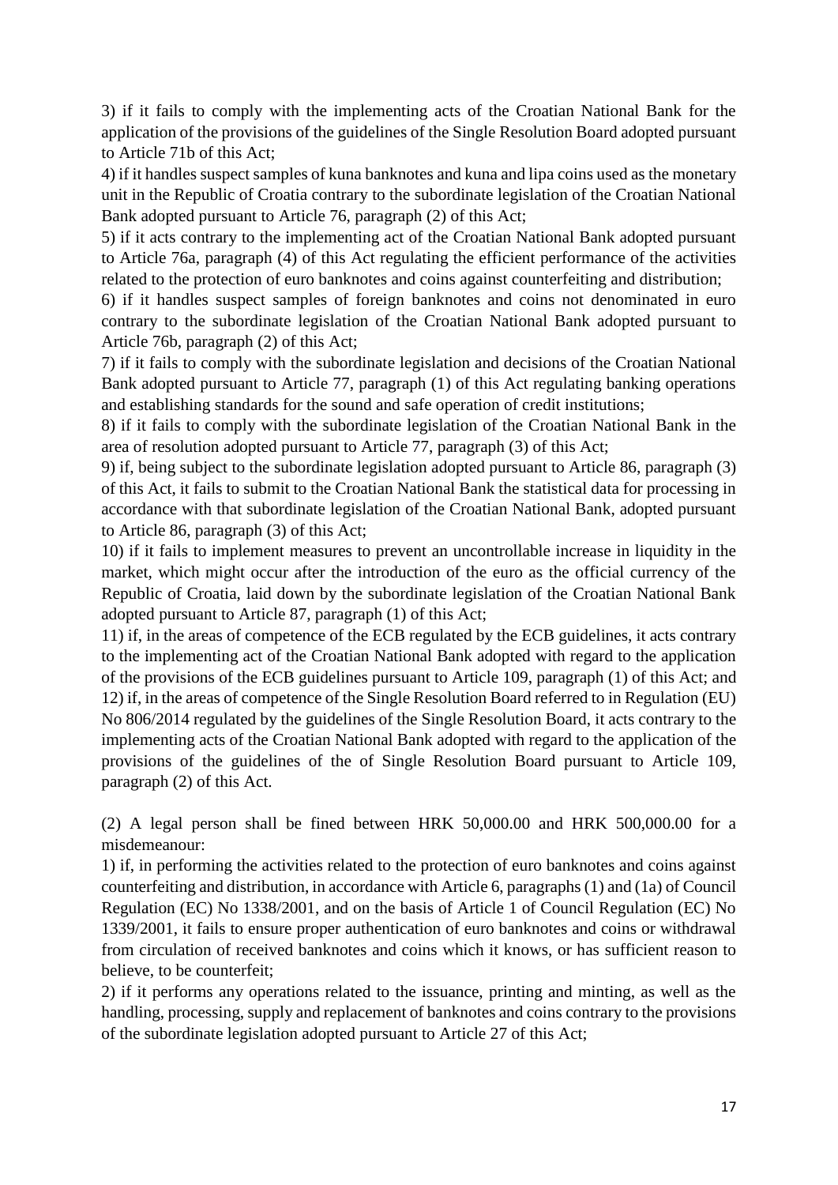3) if it fails to comply with the implementing acts of the Croatian National Bank for the application of the provisions of the guidelines of the Single Resolution Board adopted pursuant to Article 71b of this Act;

4) if it handles suspect samples of kuna banknotes and kuna and lipa coins used as the monetary unit in the Republic of Croatia contrary to the subordinate legislation of the Croatian National Bank adopted pursuant to Article 76, paragraph (2) of this Act;

5) if it acts contrary to the implementing act of the Croatian National Bank adopted pursuant to Article 76a, paragraph (4) of this Act regulating the efficient performance of the activities related to the protection of euro banknotes and coins against counterfeiting and distribution;

6) if it handles suspect samples of foreign banknotes and coins not denominated in euro contrary to the subordinate legislation of the Croatian National Bank adopted pursuant to Article 76b, paragraph (2) of this Act;

7) if it fails to comply with the subordinate legislation and decisions of the Croatian National Bank adopted pursuant to Article 77, paragraph (1) of this Act regulating banking operations and establishing standards for the sound and safe operation of credit institutions;

8) if it fails to comply with the subordinate legislation of the Croatian National Bank in the area of resolution adopted pursuant to Article 77, paragraph (3) of this Act;

9) if, being subject to the subordinate legislation adopted pursuant to Article 86, paragraph (3) of this Act, it fails to submit to the Croatian National Bank the statistical data for processing in accordance with that subordinate legislation of the Croatian National Bank, adopted pursuant to Article 86, paragraph (3) of this Act;

10) if it fails to implement measures to prevent an uncontrollable increase in liquidity in the market, which might occur after the introduction of the euro as the official currency of the Republic of Croatia, laid down by the subordinate legislation of the Croatian National Bank adopted pursuant to Article 87, paragraph (1) of this Act;

11) if, in the areas of competence of the ECB regulated by the ECB guidelines, it acts contrary to the implementing act of the Croatian National Bank adopted with regard to the application of the provisions of the ECB guidelines pursuant to Article 109, paragraph (1) of this Act; and

12) if, in the areas of competence of the Single Resolution Board referred to in Regulation (EU) No 806/2014 regulated by the guidelines of the Single Resolution Board, it acts contrary to the implementing acts of the Croatian National Bank adopted with regard to the application of the provisions of the guidelines of the of Single Resolution Board pursuant to Article 109, paragraph (2) of this Act.

(2) A legal person shall be fined between HRK 50,000.00 and HRK 500,000.00 for a misdemeanour:

1) if, in performing the activities related to the protection of euro banknotes and coins against counterfeiting and distribution, in accordance with Article 6, paragraphs (1) and (1a) of Council Regulation (EC) No 1338/2001, and on the basis of Article 1 of Council Regulation (EC) No 1339/2001, it fails to ensure proper authentication of euro banknotes and coins or withdrawal from circulation of received banknotes and coins which it knows, or has sufficient reason to believe, to be counterfeit;

2) if it performs any operations related to the issuance, printing and minting, as well as the handling, processing, supply and replacement of banknotes and coins contrary to the provisions of the subordinate legislation adopted pursuant to Article 27 of this Act;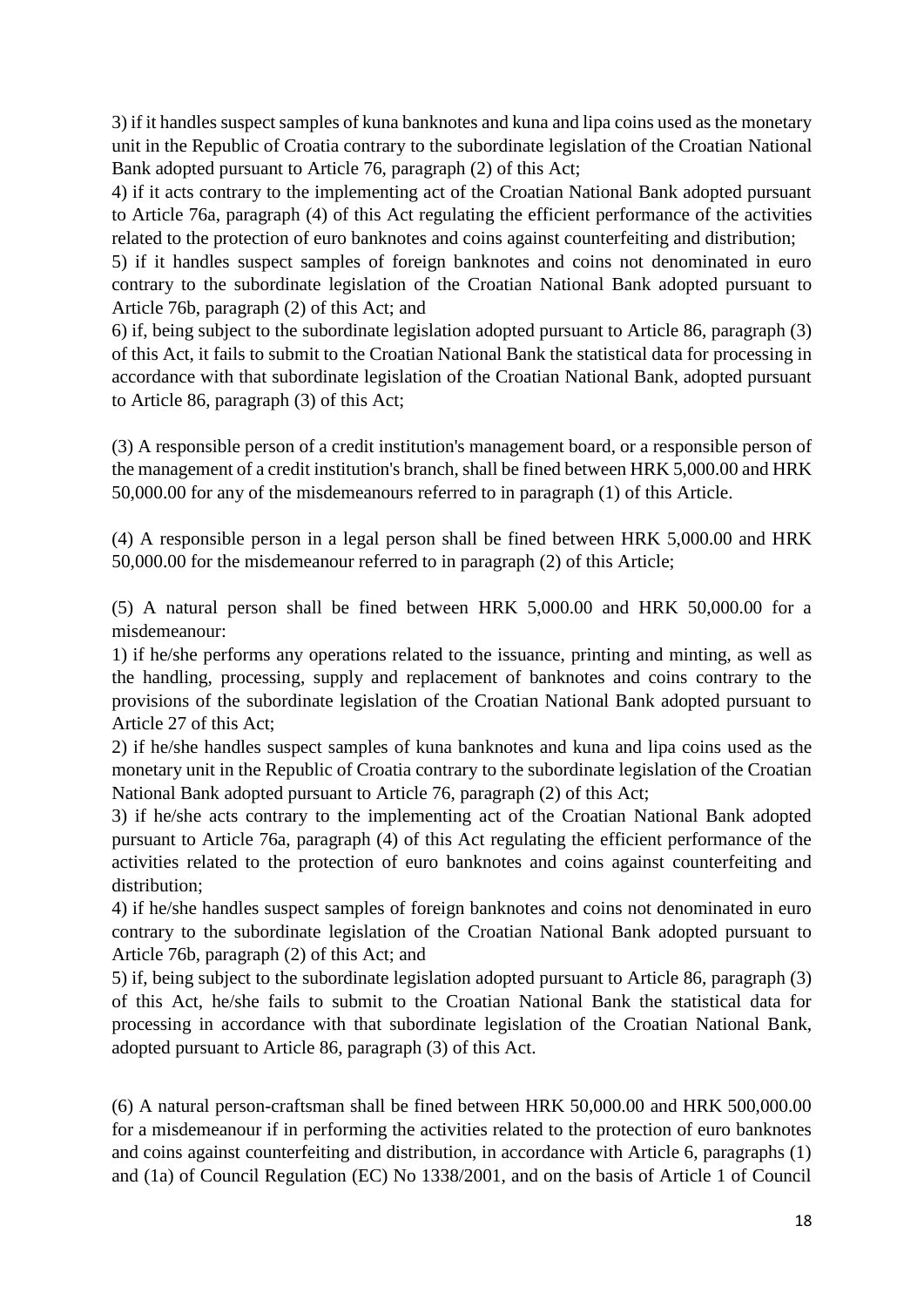3) if it handles suspect samples of kuna banknotes and kuna and lipa coins used as the monetary unit in the Republic of Croatia contrary to the subordinate legislation of the Croatian National Bank adopted pursuant to Article 76, paragraph (2) of this Act;

4) if it acts contrary to the implementing act of the Croatian National Bank adopted pursuant to Article 76a, paragraph (4) of this Act regulating the efficient performance of the activities related to the protection of euro banknotes and coins against counterfeiting and distribution;

5) if it handles suspect samples of foreign banknotes and coins not denominated in euro contrary to the subordinate legislation of the Croatian National Bank adopted pursuant to Article 76b, paragraph (2) of this Act; and

6) if, being subject to the subordinate legislation adopted pursuant to Article 86, paragraph (3) of this Act, it fails to submit to the Croatian National Bank the statistical data for processing in accordance with that subordinate legislation of the Croatian National Bank, adopted pursuant to Article 86, paragraph (3) of this Act;

(3) A responsible person of a credit institution's management board, or a responsible person of the management of a credit institution's branch, shall be fined between HRK 5,000.00 and HRK 50,000.00 for any of the misdemeanours referred to in paragraph (1) of this Article.

(4) A responsible person in a legal person shall be fined between HRK 5,000.00 and HRK 50,000.00 for the misdemeanour referred to in paragraph (2) of this Article;

(5) A natural person shall be fined between HRK 5,000.00 and HRK 50,000.00 for a misdemeanour:

1) if he/she performs any operations related to the issuance, printing and minting, as well as the handling, processing, supply and replacement of banknotes and coins contrary to the provisions of the subordinate legislation of the Croatian National Bank adopted pursuant to Article 27 of this Act;

2) if he/she handles suspect samples of kuna banknotes and kuna and lipa coins used as the monetary unit in the Republic of Croatia contrary to the subordinate legislation of the Croatian National Bank adopted pursuant to Article 76, paragraph (2) of this Act;

3) if he/she acts contrary to the implementing act of the Croatian National Bank adopted pursuant to Article 76a, paragraph (4) of this Act regulating the efficient performance of the activities related to the protection of euro banknotes and coins against counterfeiting and distribution;

4) if he/she handles suspect samples of foreign banknotes and coins not denominated in euro contrary to the subordinate legislation of the Croatian National Bank adopted pursuant to Article 76b, paragraph (2) of this Act; and

5) if, being subject to the subordinate legislation adopted pursuant to Article 86, paragraph (3) of this Act, he/she fails to submit to the Croatian National Bank the statistical data for processing in accordance with that subordinate legislation of the Croatian National Bank, adopted pursuant to Article 86, paragraph (3) of this Act.

(6) A natural person-craftsman shall be fined between HRK 50,000.00 and HRK 500,000.00 for a misdemeanour if in performing the activities related to the protection of euro banknotes and coins against counterfeiting and distribution, in accordance with Article 6, paragraphs (1) and (1a) of Council Regulation (EC) No 1338/2001, and on the basis of Article 1 of Council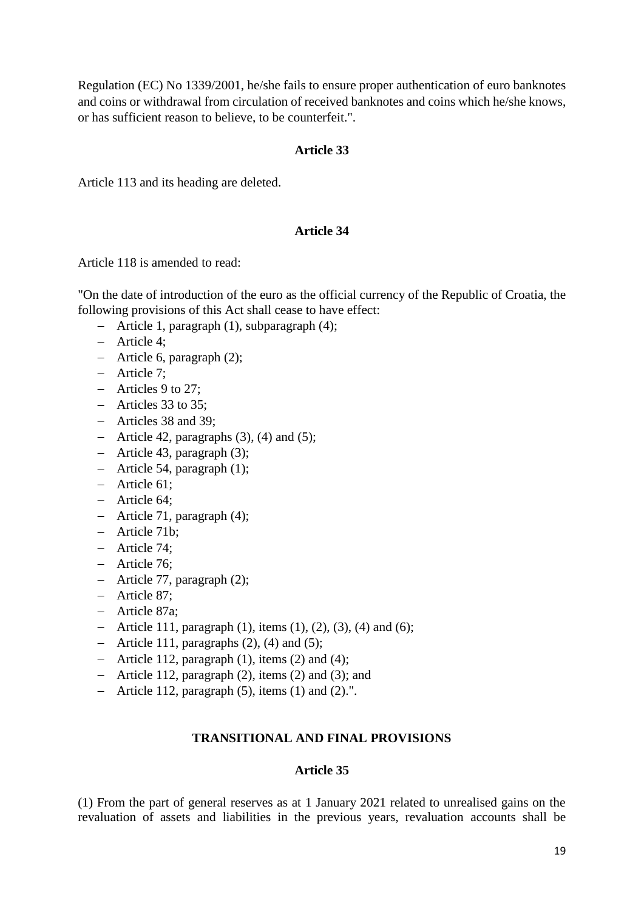Regulation (EC) No 1339/2001, he/she fails to ensure proper authentication of euro banknotes and coins or withdrawal from circulation of received banknotes and coins which he/she knows, or has sufficient reason to believe, to be counterfeit.".

**Article 33**

Article 113 and its heading are deleted.

**Article 34**

Article 118 is amended to read:

"On the date of introduction of the euro as the official currency of the Republic of Croatia, the following provisions of this Act shall cease to have effect:

- Article 1, paragraph (1), subparagraph (4);
- Article 4;
- Article 6, paragraph (2);
- Article 7;
- Articles 9 to 27;
- Articles 33 to 35;
- Articles 38 and 39;
- Article 42, paragraphs (3), (4) and (5);
- Article 43, paragraph (3);
- Article 54, paragraph (1);
- Article 61;
- Article 64;
- Article 71, paragraph (4);
- Article 71b;
- Article 74;
- Article 76;
- Article 77, paragraph (2);
- Article 87;
- Article 87a;
- Article 111, paragraph (1), items (1), (2), (3), (4) and (6);
- Article 111, paragraphs (2), (4) and (5);
- Article 112, paragraph (1), items (2) and (4);
- Article 112, paragraph (2), items (2) and (3); and
- Article 112, paragraph (5), items (1) and (2).".

**TRANSITIONAL AND FINAL PROVISIONS**

**Article 35**

(1) From the part of general reserves as at 1 January 2021 related to unrealised gains on the revaluation of assets and liabilities in the previous years, revaluation accounts shall be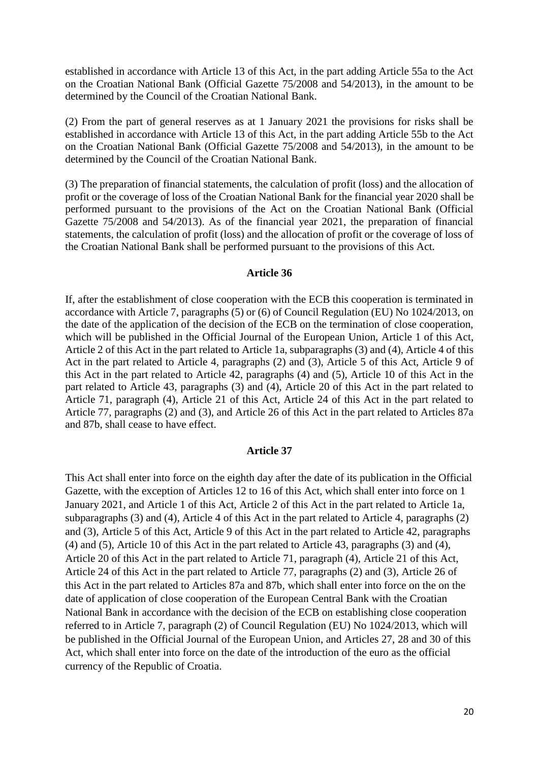established in accordance with Article 13 of this Act, in the part adding Article 55a to the Act on the Croatian National Bank (Official Gazette 75/2008 and 54/2013), in the amount to be determined by the Council of the Croatian National Bank.

(2) From the part of general reserves as at 1 January 2021 the provisions for risks shall be established in accordance with Article 13 of this Act, in the part adding Article 55b to the Act on the Croatian National Bank (Official Gazette 75/2008 and 54/2013), in the amount to be determined by the Council of the Croatian National Bank.

(3) The preparation of financial statements, the calculation of profit (loss) and the allocation of profit or the coverage of loss of the Croatian National Bank for the financial year 2020 shall be performed pursuant to the provisions of the Act on the Croatian National Bank (Official Gazette 75/2008 and 54/2013). As of the financial year 2021, the preparation of financial statements, the calculation of profit (loss) and the allocation of profit or the coverage of loss of the Croatian National Bank shall be performed pursuant to the provisions of this Act.

**Article 36**

If, after the establishment of close cooperation with the ECB this cooperation is terminated in accordance with Article 7, paragraphs (5) or (6) of Council Regulation (EU) No 1024/2013, on the date of the application of the decision of the ECB on the termination of close cooperation, which will be published in the Official Journal of the European Union, Article 1 of this Act, Article 2 of this Act in the part related to Article 1a, subparagraphs (3) and (4), Article 4 of this Act in the part related to Article 4, paragraphs (2) and (3), Article 5 of this Act, Article 9 of this Act in the part related to Article 42, paragraphs (4) and (5), Article 10 of this Act in the part related to Article 43, paragraphs (3) and (4), Article 20 of this Act in the part related to Article 71, paragraph (4), Article 21 of this Act, Article 24 of this Act in the part related to Article 77, paragraphs (2) and (3), and Article 26 of this Act in the part related to Articles 87a and 87b, shall cease to have effect.

**Article 37**

This Act shall enter into force on the eighth day after the date of its publication in the Official Gazette, with the exception of Articles 12 to 16 of this Act, which shall enter into force on 1 January 2021, and Article 1 of this Act, Article 2 of this Act in the part related to Article 1a, subparagraphs (3) and (4), Article 4 of this Act in the part related to Article 4, paragraphs (2) and (3), Article 5 of this Act, Article 9 of this Act in the part related to Article 42, paragraphs (4) and (5), Article 10 of this Act in the part related to Article 43, paragraphs (3) and (4), Article 20 of this Act in the part related to Article 71, paragraph (4), Article 21 of this Act, Article 24 of this Act in the part related to Article 77, paragraphs (2) and (3), Article 26 of this Act in the part related to Articles 87a and 87b, which shall enter into force on the on the date of application of close cooperation of the European Central Bank with the Croatian National Bank in accordance with the decision of the ECB on establishing close cooperation referred to in Article 7, paragraph (2) of Council Regulation (EU) No 1024/2013, which will be published in the Official Journal of the European Union, and Articles 27, 28 and 30 of this Act, which shall enter into force on the date of the introduction of the euro as the official currency of the Republic of Croatia.